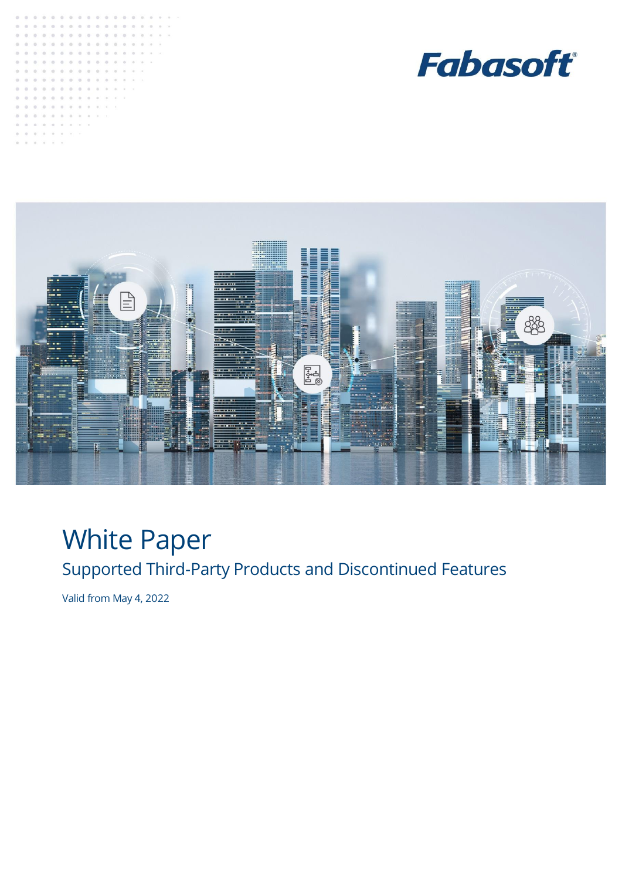Fabasoft

# White Paper

## Supported Third-Party Products and Discontinued Features

Valid from May 4, 2022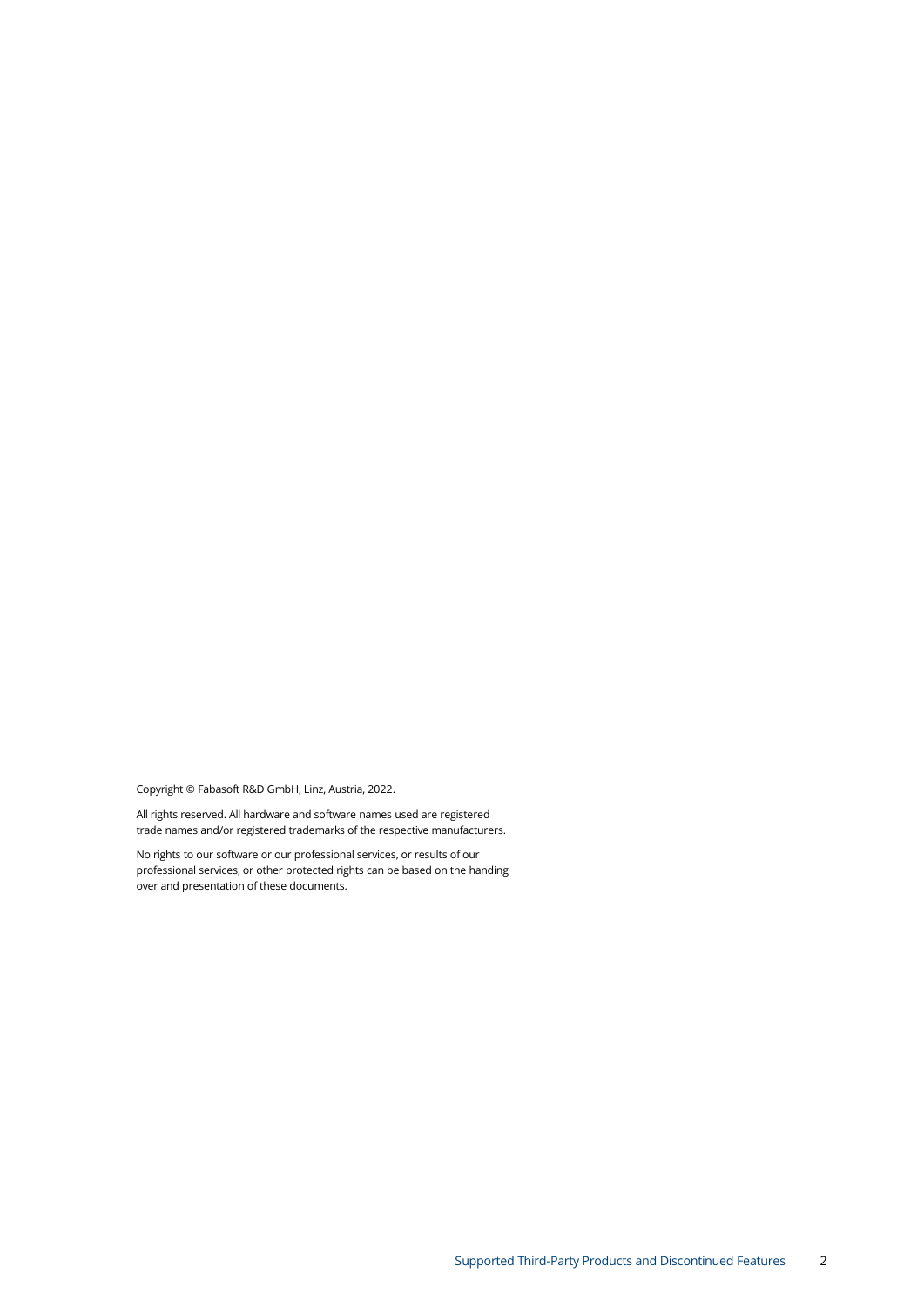Copyright © Fabasoft R&D GmbH, Linz, Austria, 2022.

All rights reserved. All hardware and software names used are registered trade names and/or registered trademarks of the respective manufacturers.

No rights to our software or our professional services, or results of our professional services, or other protected rights can be based on the handing over and presentation of these documents.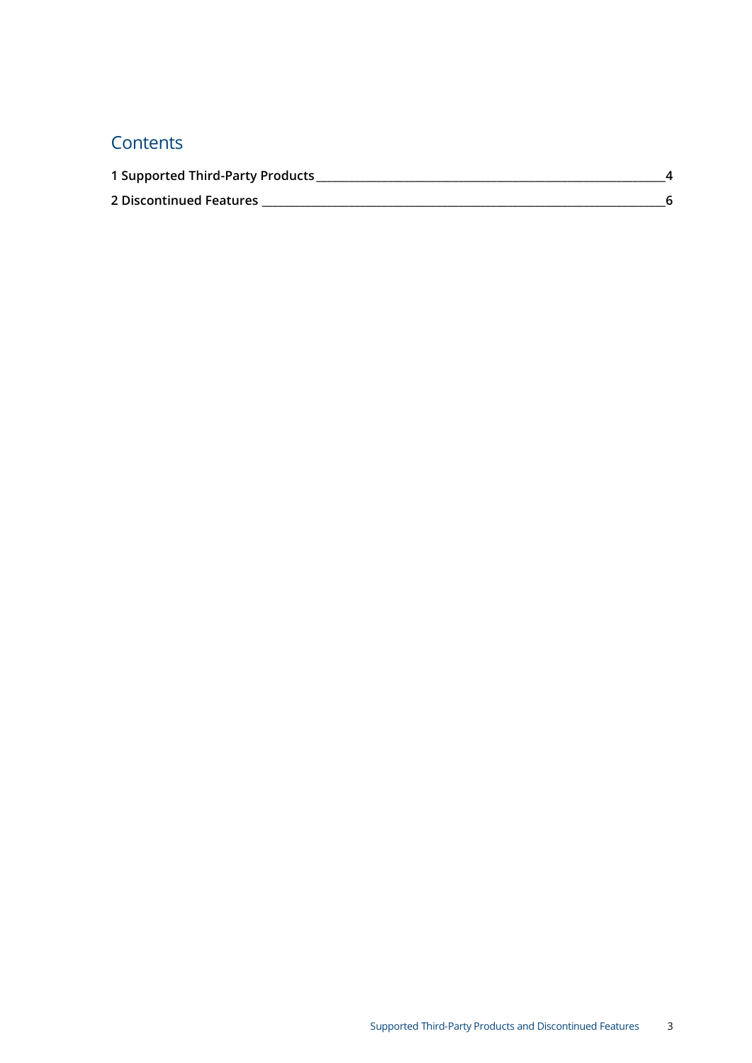# Contents

**1 Supported Third-Party Products** ______ 4

**2 Discontinued Features** ______ 6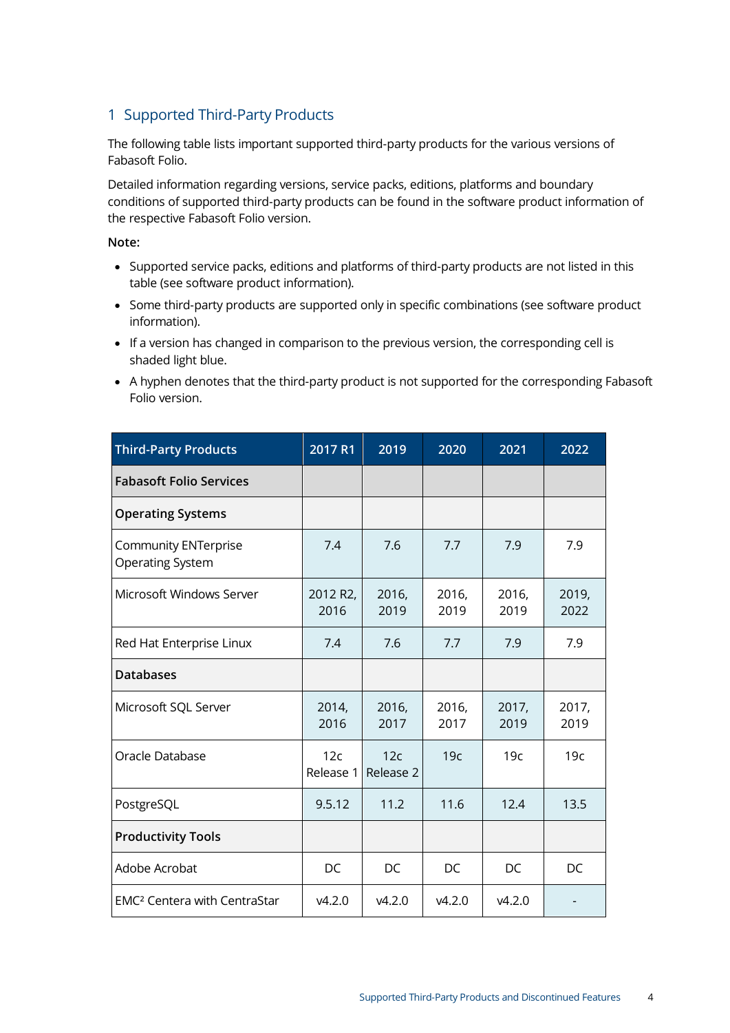# 1 Supported Third-Party Products

The following table lists important supported third-party products for the various versions of Fabasoft Folio.

Detailed information regarding versions, service packs, editions, platforms and boundary conditions of supported third-party products can be found in the software product information of the respective Fabasoft Folio version.

**Note:**

- Supported service packs, editions and platforms of third-party products are not listed in this table (see software product information).
- Some third-party products are supported only in specific combinations (see software product information).
- If a version has changed in comparison to the previous version, the corresponding cell is shaded light blue.
- A hyphen denotes that the third-party product is not supported for the corresponding Fabasoft Folio version.

| Third-Party Products | 2017 R1 | 2019 | 2020 | 2021 | 2022 |
|---|---|---|---|---|---|
| **Fabasoft Folio Services** | | | | | |
| **Operating Systems** | | | | | |
| Community ENTerprise Operating System | 7.4 | 7.6 | 7.7 | 7.9 | 7.9 |
| Microsoft Windows Server | 2012 R2, 2016 | 2016, 2019 | 2016, 2019 | 2016, 2019 | 2019, 2022 |
| Red Hat Enterprise Linux | 7.4 | 7.6 | 7.7 | 7.9 | 7.9 |
| **Databases** | | | | | |
| Microsoft SQL Server | 2014, 2016 | 2016, 2017 | 2016, 2017 | 2017, 2019 | 2017, 2019 |
| Oracle Database | 12c Release 1 | 12c Release 2 | 19c | 19c | 19c |
| PostgreSQL | 9.5.12 | 11.2 | 11.6 | 12.4 | 13.5 |
| **Productivity Tools** | | | | | |
| Adobe Acrobat | DC | DC | DC | DC | DC |
| EMC² Centera with CentraStar | v4.2.0 | v4.2.0 | v4.2.0 | v4.2.0 | - |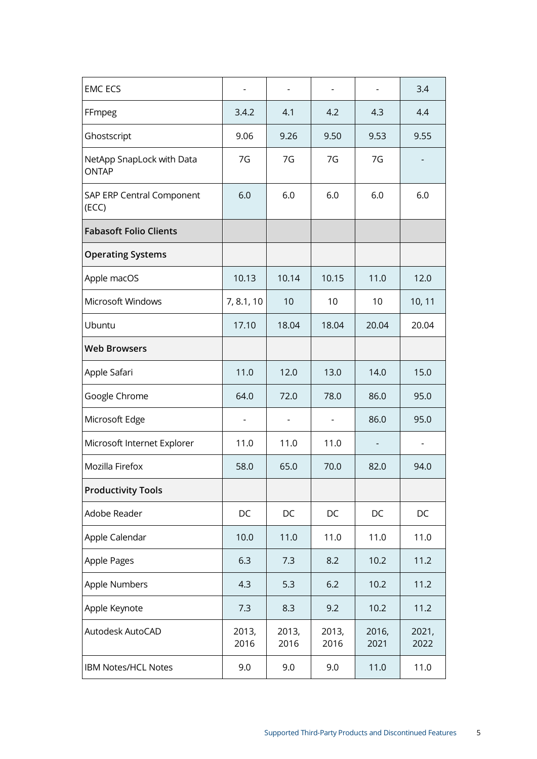| | | | | | |
|---|---|---|---|---|---|
| EMC ECS | - | - | - | - | 3.4 |
| FFmpeg | 3.4.2 | 4.1 | 4.2 | 4.3 | 4.4 |
| Ghostscript | 9.06 | 9.26 | 9.50 | 9.53 | 9.55 |
| NetApp SnapLock with Data ONTAP | 7G | 7G | 7G | 7G | - |
| SAP ERP Central Component (ECC) | 6.0 | 6.0 | 6.0 | 6.0 | 6.0 |
| **Fabasoft Folio Clients** | | | | | |
| **Operating Systems** | | | | | |
| Apple macOS | 10.13 | 10.14 | 10.15 | 11.0 | 12.0 |
| Microsoft Windows | 7, 8.1, 10 | 10 | 10 | 10 | 10, 11 |
| Ubuntu | 17.10 | 18.04 | 18.04 | 20.04 | 20.04 |
| **Web Browsers** | | | | | |
| Apple Safari | 11.0 | 12.0 | 13.0 | 14.0 | 15.0 |
| Google Chrome | 64.0 | 72.0 | 78.0 | 86.0 | 95.0 |
| Microsoft Edge | - | - | - | 86.0 | 95.0 |
| Microsoft Internet Explorer | 11.0 | 11.0 | 11.0 | - | - |
| Mozilla Firefox | 58.0 | 65.0 | 70.0 | 82.0 | 94.0 |
| **Productivity Tools** | | | | | |
| Adobe Reader | DC | DC | DC | DC | DC |
| Apple Calendar | 10.0 | 11.0 | 11.0 | 11.0 | 11.0 |
| Apple Pages | 6.3 | 7.3 | 8.2 | 10.2 | 11.2 |
| Apple Numbers | 4.3 | 5.3 | 6.2 | 10.2 | 11.2 |
| Apple Keynote | 7.3 | 8.3 | 9.2 | 10.2 | 11.2 |
| Autodesk AutoCAD | 2013, 2016 | 2013, 2016 | 2013, 2016 | 2016, 2021 | 2021, 2022 |
| IBM Notes/HCL Notes | 9.0 | 9.0 | 9.0 | 11.0 | 11.0 |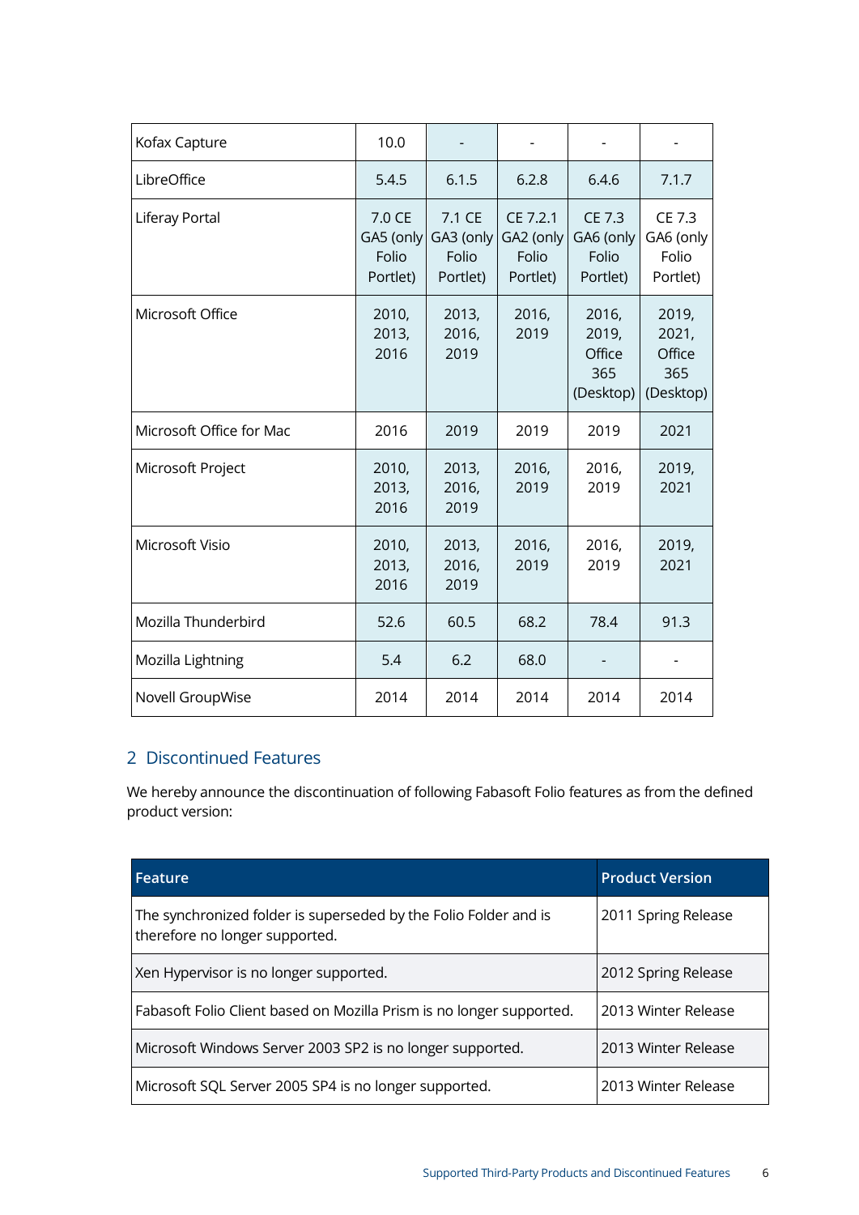| | | | | | |
|---|---|---|---|---|---|
| Kofax Capture | 10.0 | - | - | - | - |
| LibreOffice | 5.4.5 | 6.1.5 | 6.2.8 | 6.4.6 | 7.1.7 |
| Liferay Portal | 7.0 CE GA5 (only Folio Portlet) | 7.1 CE GA3 (only Folio Portlet) | CE 7.2.1 GA2 (only Folio Portlet) | CE 7.3 GA6 (only Folio Portlet) | CE 7.3 GA6 (only Folio Portlet) |
| Microsoft Office | 2010, 2013, 2016 | 2013, 2016, 2019 | 2016, 2019 | 2016, 2019, Office 365 (Desktop) | 2019, 2021, Office 365 (Desktop) |
| Microsoft Office for Mac | 2016 | 2019 | 2019 | 2019 | 2021 |
| Microsoft Project | 2010, 2013, 2016 | 2013, 2016, 2019 | 2016, 2019 | 2016, 2019 | 2019, 2021 |
| Microsoft Visio | 2010, 2013, 2016 | 2013, 2016, 2019 | 2016, 2019 | 2016, 2019 | 2019, 2021 |
| Mozilla Thunderbird | 52.6 | 60.5 | 68.2 | 78.4 | 91.3 |
| Mozilla Lightning | 5.4 | 6.2 | 68.0 | - | - |
| Novell GroupWise | 2014 | 2014 | 2014 | 2014 | 2014 |

## 2 Discontinued Features

We hereby announce the discontinuation of following Fabasoft Folio features as from the defined product version:

| Feature | Product Version |
|---|---|
| The synchronized folder is superseded by the Folio Folder and is therefore no longer supported. | 2011 Spring Release |
| Xen Hypervisor is no longer supported. | 2012 Spring Release |
| Fabasoft Folio Client based on Mozilla Prism is no longer supported. | 2013 Winter Release |
| Microsoft Windows Server 2003 SP2 is no longer supported. | 2013 Winter Release |
| Microsoft SQL Server 2005 SP4 is no longer supported. | 2013 Winter Release |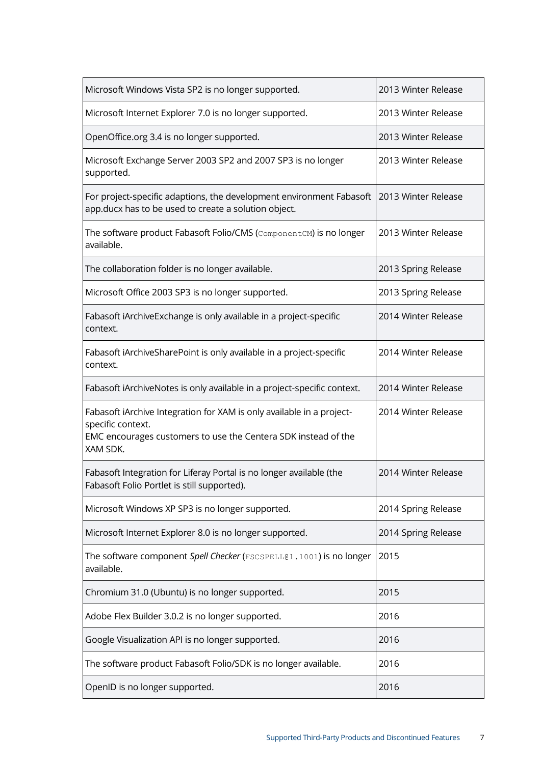| | |
|---|---|
| Microsoft Windows Vista SP2 is no longer supported. | 2013 Winter Release |
| Microsoft Internet Explorer 7.0 is no longer supported. | 2013 Winter Release |
| OpenOffice.org 3.4 is no longer supported. | 2013 Winter Release |
| Microsoft Exchange Server 2003 SP2 and 2007 SP3 is no longer supported. | 2013 Winter Release |
| For project-specific adaptions, the development environment Fabasoft app.ducx has to be used to create a solution object. | 2013 Winter Release |
| The software product Fabasoft Folio/CMS (`ComponentCM`) is no longer available. | 2013 Winter Release |
| The collaboration folder is no longer available. | 2013 Spring Release |
| Microsoft Office 2003 SP3 is no longer supported. | 2013 Spring Release |
| Fabasoft iArchiveExchange is only available in a project-specific context. | 2014 Winter Release |
| Fabasoft iArchiveSharePoint is only available in a project-specific context. | 2014 Winter Release |
| Fabasoft iArchiveNotes is only available in a project-specific context. | 2014 Winter Release |
| Fabasoft iArchive Integration for XAM is only available in a project-specific context.<br>EMC encourages customers to use the Centera SDK instead of the XAM SDK. | 2014 Winter Release |
| Fabasoft Integration for Liferay Portal is no longer available (the Fabasoft Folio Portlet is still supported). | 2014 Winter Release |
| Microsoft Windows XP SP3 is no longer supported. | 2014 Spring Release |
| Microsoft Internet Explorer 8.0 is no longer supported. | 2014 Spring Release |
| The software component *Spell Checker* (`FSCSPELL@1.1001`) is no longer available. | 2015 |
| Chromium 31.0 (Ubuntu) is no longer supported. | 2015 |
| Adobe Flex Builder 3.0.2 is no longer supported. | 2016 |
| Google Visualization API is no longer supported. | 2016 |
| The software product Fabasoft Folio/SDK is no longer available. | 2016 |
| OpenID is no longer supported. | 2016 |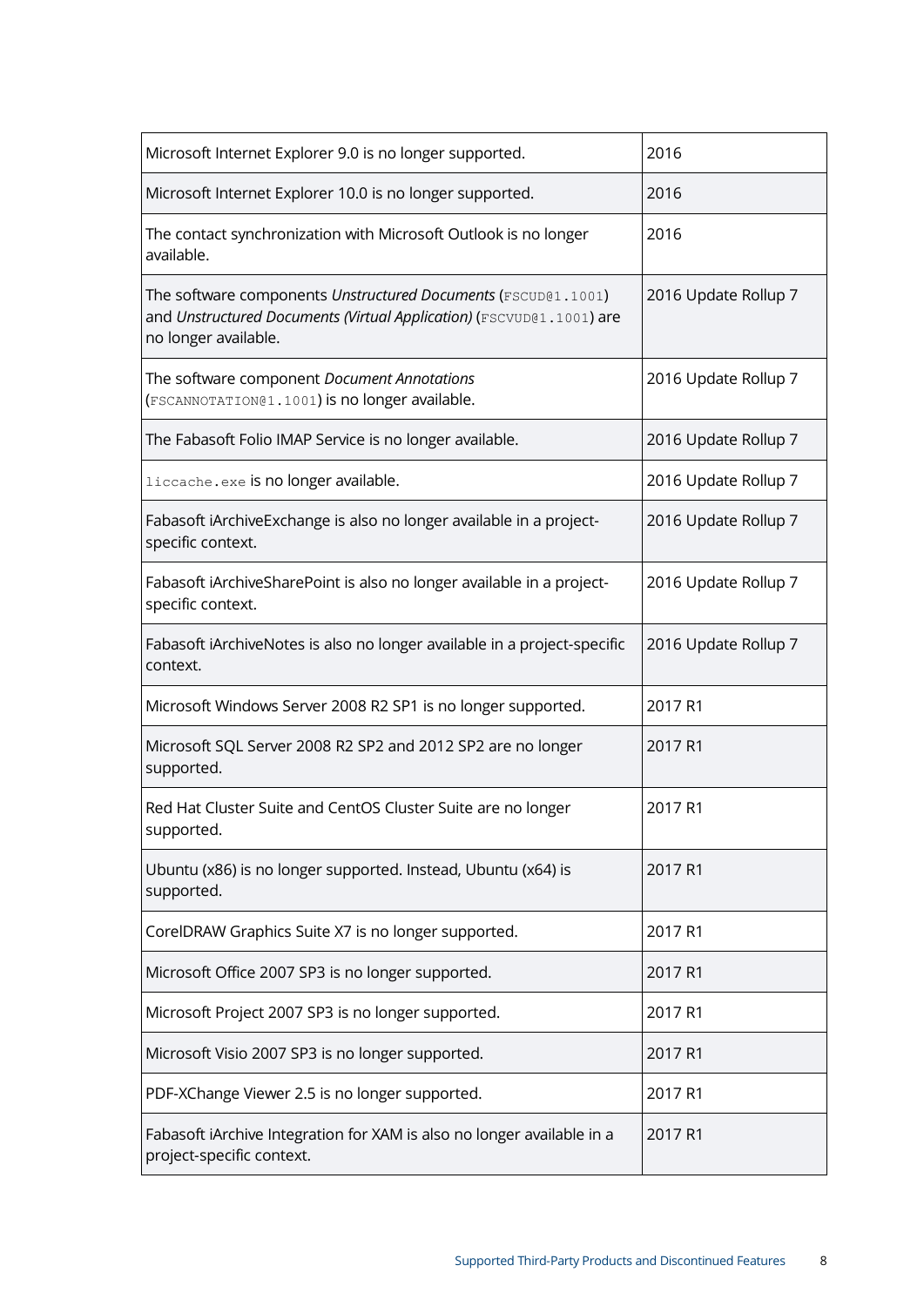| | |
|---|---|
| Microsoft Internet Explorer 9.0 is no longer supported. | 2016 |
| Microsoft Internet Explorer 10.0 is no longer supported. | 2016 |
| The contact synchronization with Microsoft Outlook is no longer available. | 2016 |
| The software components *Unstructured Documents* (`FSCUD@1.1001`) and *Unstructured Documents (Virtual Application)* (`FSCVUD@1.1001`) are no longer available. | 2016 Update Rollup 7 |
| The software component *Document Annotations* (`FSCANNOTATION@1.1001`) is no longer available. | 2016 Update Rollup 7 |
| The Fabasoft Folio IMAP Service is no longer available. | 2016 Update Rollup 7 |
| `liccache.exe` is no longer available. | 2016 Update Rollup 7 |
| Fabasoft iArchiveExchange is also no longer available in a project-specific context. | 2016 Update Rollup 7 |
| Fabasoft iArchiveSharePoint is also no longer available in a project-specific context. | 2016 Update Rollup 7 |
| Fabasoft iArchiveNotes is also no longer available in a project-specific context. | 2016 Update Rollup 7 |
| Microsoft Windows Server 2008 R2 SP1 is no longer supported. | 2017 R1 |
| Microsoft SQL Server 2008 R2 SP2 and 2012 SP2 are no longer supported. | 2017 R1 |
| Red Hat Cluster Suite and CentOS Cluster Suite are no longer supported. | 2017 R1 |
| Ubuntu (x86) is no longer supported. Instead, Ubuntu (x64) is supported. | 2017 R1 |
| CorelDRAW Graphics Suite X7 is no longer supported. | 2017 R1 |
| Microsoft Office 2007 SP3 is no longer supported. | 2017 R1 |
| Microsoft Project 2007 SP3 is no longer supported. | 2017 R1 |
| Microsoft Visio 2007 SP3 is no longer supported. | 2017 R1 |
| PDF-XChange Viewer 2.5 is no longer supported. | 2017 R1 |
| Fabasoft iArchive Integration for XAM is also no longer available in a project-specific context. | 2017 R1 |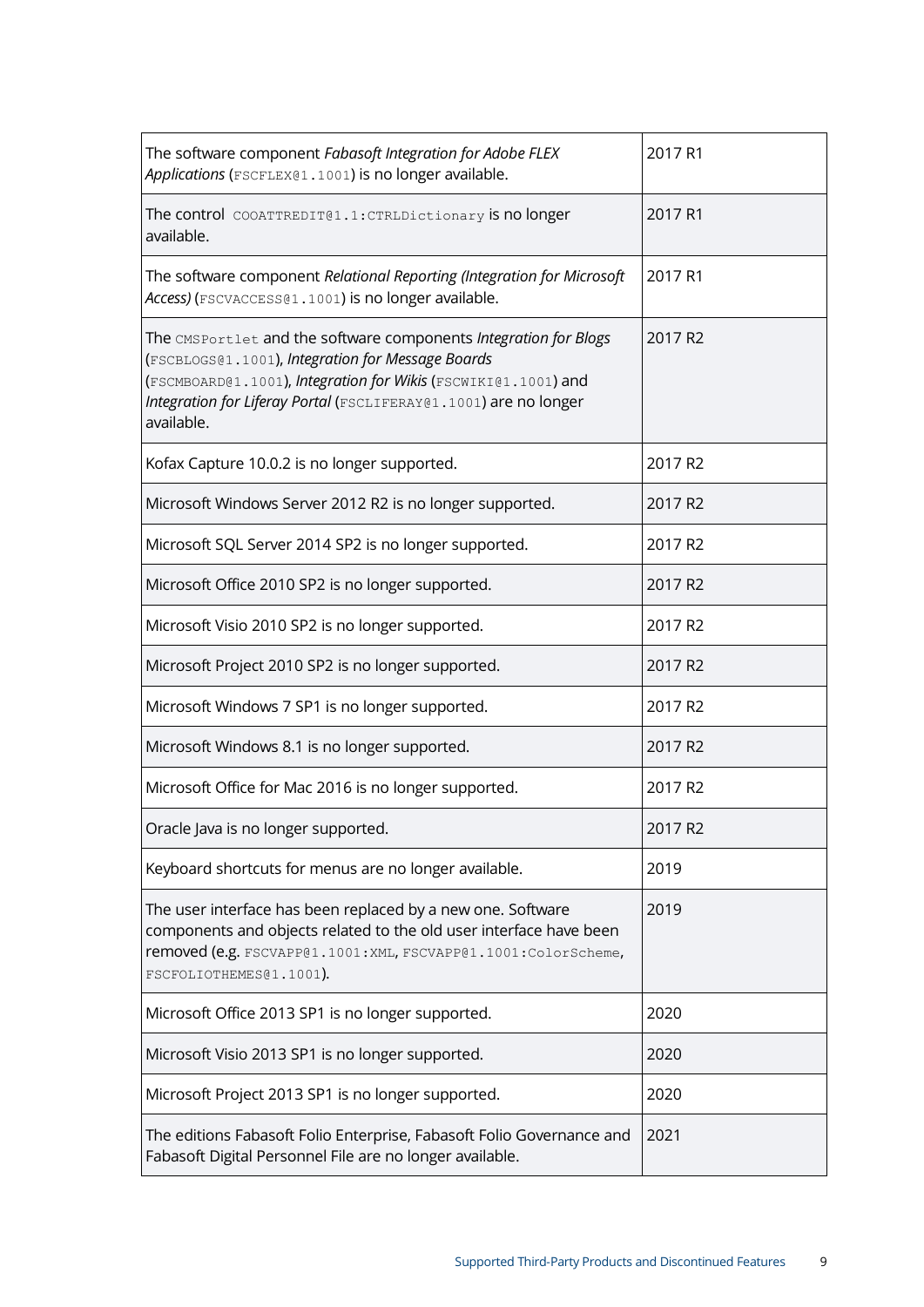| | |
|---|---|
| The software component *Fabasoft Integration for Adobe FLEX Applications* (`FSCFLEX@1.1001`) is no longer available. | 2017 R1 |
| The control `COOATTREDIT@1.1:CTRLDictionary` is no longer available. | 2017 R1 |
| The software component *Relational Reporting (Integration for Microsoft Access)* (`FSCVACCESS@1.1001`) is no longer available. | 2017 R1 |
| The `CMSPortlet` and the software components *Integration for Blogs* (`FSCBLOGS@1.1001`), *Integration for Message Boards* (`FSCMBOARD@1.1001`), *Integration for Wikis* (`FSCWIKI@1.1001`) and *Integration for Liferay Portal* (`FSCLIFERAY@1.1001`) are no longer available. | 2017 R2 |
| Kofax Capture 10.0.2 is no longer supported. | 2017 R2 |
| Microsoft Windows Server 2012 R2 is no longer supported. | 2017 R2 |
| Microsoft SQL Server 2014 SP2 is no longer supported. | 2017 R2 |
| Microsoft Office 2010 SP2 is no longer supported. | 2017 R2 |
| Microsoft Visio 2010 SP2 is no longer supported. | 2017 R2 |
| Microsoft Project 2010 SP2 is no longer supported. | 2017 R2 |
| Microsoft Windows 7 SP1 is no longer supported. | 2017 R2 |
| Microsoft Windows 8.1 is no longer supported. | 2017 R2 |
| Microsoft Office for Mac 2016 is no longer supported. | 2017 R2 |
| Oracle Java is no longer supported. | 2017 R2 |
| Keyboard shortcuts for menus are no longer available. | 2019 |
| The user interface has been replaced by a new one. Software components and objects related to the old user interface have been removed (e.g. `FSCVAPP@1.1001:XML`, `FSCVAPP@1.1001:ColorScheme`, `FSCFOLIOTHEMES@1.1001`). | 2019 |
| Microsoft Office 2013 SP1 is no longer supported. | 2020 |
| Microsoft Visio 2013 SP1 is no longer supported. | 2020 |
| Microsoft Project 2013 SP1 is no longer supported. | 2020 |
| The editions Fabasoft Folio Enterprise, Fabasoft Folio Governance and Fabasoft Digital Personnel File are no longer available. | 2021 |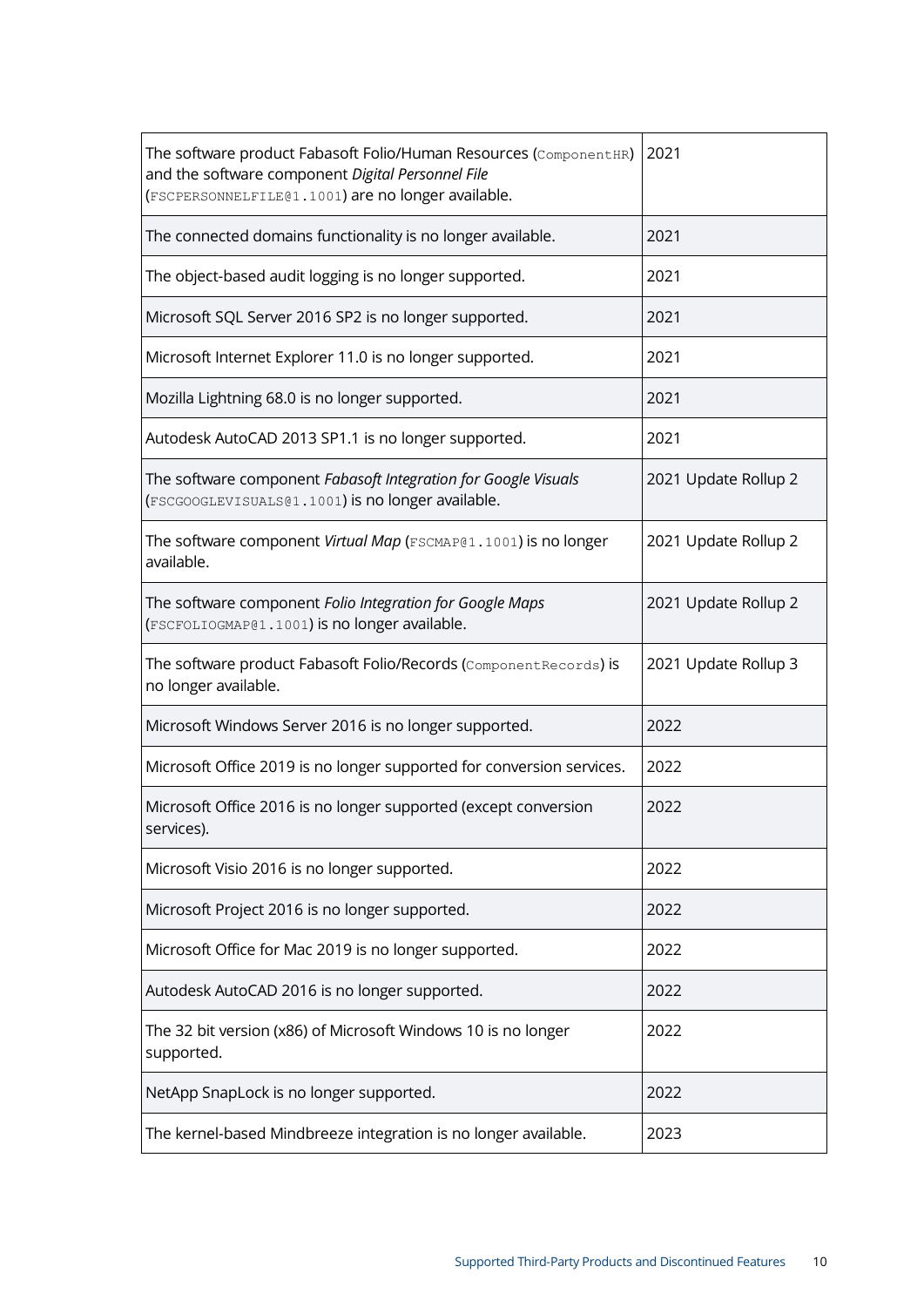| | |
|---|---|
| The software product Fabasoft Folio/Human Resources (`ComponentHR`) and the software component *Digital Personnel File* (`FSCPERSONNELFILE@1.1001`) are no longer available. | 2021 |
| The connected domains functionality is no longer available. | 2021 |
| The object-based audit logging is no longer supported. | 2021 |
| Microsoft SQL Server 2016 SP2 is no longer supported. | 2021 |
| Microsoft Internet Explorer 11.0 is no longer supported. | 2021 |
| Mozilla Lightning 68.0 is no longer supported. | 2021 |
| Autodesk AutoCAD 2013 SP1.1 is no longer supported. | 2021 |
| The software component *Fabasoft Integration for Google Visuals* (`FSCGOOGLEVISUALS@1.1001`) is no longer available. | 2021 Update Rollup 2 |
| The software component *Virtual Map* (`FSCMAP@1.1001`) is no longer available. | 2021 Update Rollup 2 |
| The software component *Folio Integration for Google Maps* (`FSCFOLIOGMAP@1.1001`) is no longer available. | 2021 Update Rollup 2 |
| The software product Fabasoft Folio/Records (`ComponentRecords`) is no longer available. | 2021 Update Rollup 3 |
| Microsoft Windows Server 2016 is no longer supported. | 2022 |
| Microsoft Office 2019 is no longer supported for conversion services. | 2022 |
| Microsoft Office 2016 is no longer supported (except conversion services). | 2022 |
| Microsoft Visio 2016 is no longer supported. | 2022 |
| Microsoft Project 2016 is no longer supported. | 2022 |
| Microsoft Office for Mac 2019 is no longer supported. | 2022 |
| Autodesk AutoCAD 2016 is no longer supported. | 2022 |
| The 32 bit version (x86) of Microsoft Windows 10 is no longer supported. | 2022 |
| NetApp SnapLock is no longer supported. | 2022 |
| The kernel-based Mindbreeze integration is no longer available. | 2023 |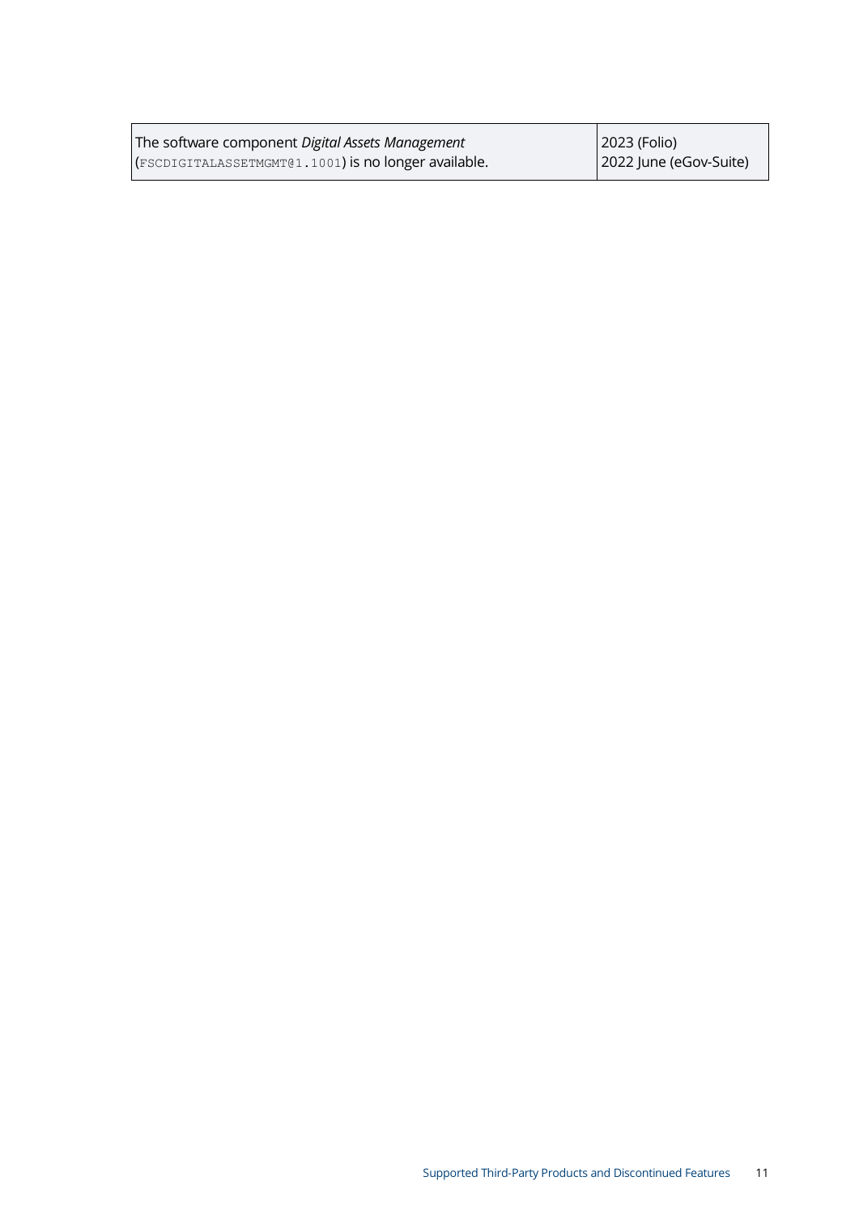| | |
|---|---|
| The software component *Digital Assets Management* (`FSCDIGITALASSETMGMT@1.1001`) is no longer available. | 2023 (Folio)<br>2022 June (eGov-Suite) |